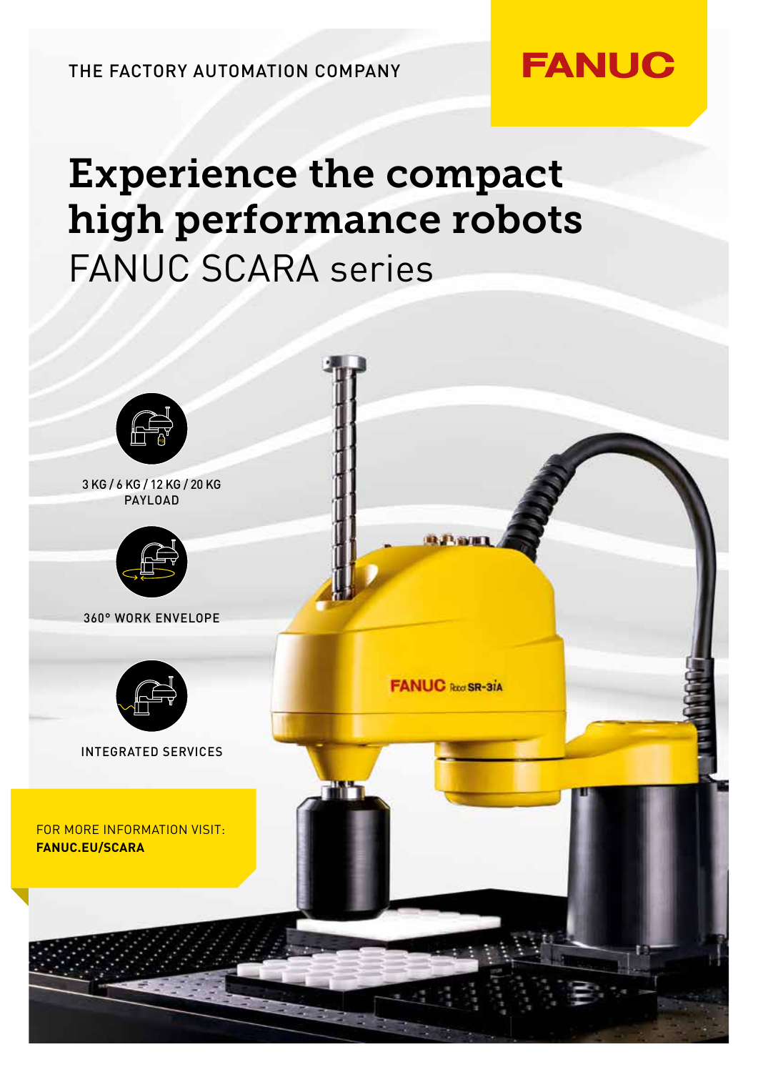THE FACTORY AUTOMATION COMPANY

FANUC

# Experience the compact high performance robots

## FANUC SCARA series

3 KG / 6 KG / 12 KG / 20 KG PAYLOAD

360° WORK ENVELOPE

INTEGRATED SERVICES

FOR MORE INFORMATION VISIT:
**FANUC.EU/SCARA**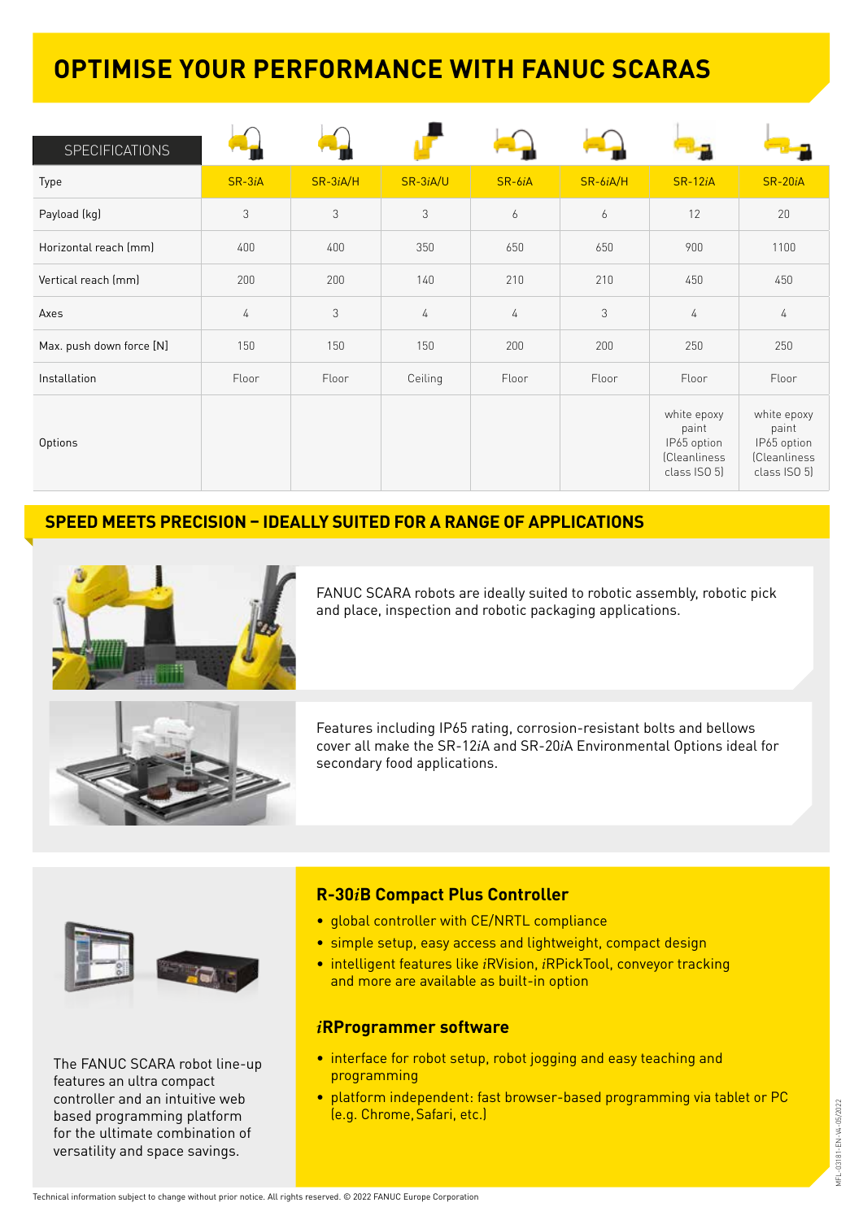# OPTIMISE YOUR PERFORMANCE WITH FANUC SCARAS

| SPECIFICATIONS | | | | | | | |
|---|---|---|---|---|---|---|---|
| Type | SR-3*i*A | SR-3*i*A/H | SR-3*i*A/U | SR-6*i*A | SR-6*i*A/H | SR-12*i*A | SR-20*i*A |
| Payload (kg) | 3 | 3 | 3 | 6 | 6 | 12 | 20 |
| Horizontal reach (mm) | 400 | 400 | 350 | 650 | 650 | 900 | 1100 |
| Vertical reach (mm) | 200 | 200 | 140 | 210 | 210 | 450 | 450 |
| Axes | 4 | 3 | 4 | 4 | 3 | 4 | 4 |
| Max. push down force [N] | 150 | 150 | 150 | 200 | 200 | 250 | 250 |
| Installation | Floor | Floor | Ceiling | Floor | Floor | Floor | Floor |
| Options | | | | | | white epoxy paint IP65 option (Cleanliness class ISO 5) | white epoxy paint IP65 option (Cleanliness class ISO 5) |

## SPEED MEETS PRECISION – IDEALLY SUITED FOR A RANGE OF APPLICATIONS

FANUC SCARA robots are ideally suited to robotic assembly, robotic pick and place, inspection and robotic packaging applications.

Features including IP65 rating, corrosion-resistant bolts and bellows cover all make the SR-12*i*A and SR-20*i*A Environmental Options ideal for secondary food applications.

The FANUC SCARA robot line-up features an ultra compact controller and an intuitive web based programming platform for the ultimate combination of versatility and space savings.

### R-30*i*B Compact Plus Controller

- global controller with CE/NRTL compliance
- simple setup, easy access and lightweight, compact design
- intelligent features like *i*RVision, *i*RPickTool, conveyor tracking and more are available as built-in option

### *i*RProgrammer software

- interface for robot setup, robot jogging and easy teaching and programming
- platform independent: fast browser-based programming via tablet or PC (e.g. Chrome, Safari, etc.)

Technical information subject to change without prior notice. All rights reserved. © 2022 FANUC Europe Corporation

MFL-03181-EN-V4-05/2022